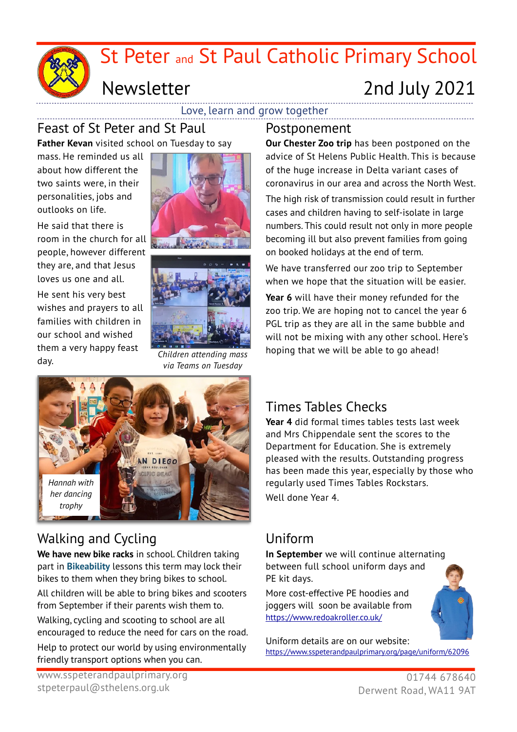# St Peter and St Paul Catholic Primary School

## Newsletter 2nd July 2021

Love, learn and grow together

## Feast of St Peter and St Paul

**Father Kevan** visited school on Tuesday to say mass. He reminded us all about how different the two saints were, in their personalities, jobs and outlooks on life.

He said that there is room in the church for all people, however different they are, and that Jesus loves us one and all.

He sent his very best wishes and prayers to all families with children in our school and wished them a very happy feast day.

*Children attending mass via Teams on Tuesday*

## Postponement

**Our Chester Zoo trip** has been postponed on the advice of St Helens Public Health. This is because of the huge increase in Delta variant cases of coronavirus in our area and across the North West.

The high risk of transmission could result in further cases and children having to self-isolate in large numbers. This could result not only in more people becoming ill but also prevent families from going on booked holidays at the end of term.

We have transferred our zoo trip to September when we hope that the situation will be easier.

**Year 6** will have their money refunded for the zoo trip. We are hoping not to cancel the year 6 PGL trip as they are all in the same bubble and will not be mixing with any other school. Here's hoping that we will be able to go ahead!

*Hannah with her dancing trophy*

## Times Tables Checks

**Year 4** did formal times tables tests last week and Mrs Chippendale sent the scores to the Department for Education. She is extremely pleased with the results. Outstanding progress has been made this year, especially by those who regularly used Times Tables Rockstars.

Well done Year 4.

## Walking and Cycling

**We have new bike racks** in school. Children taking part in **Bikeability** lessons this term may lock their bikes to them when they bring bikes to school.

All children will be able to bring bikes and scooters from September if their parents wish them to.

Walking, cycling and scooting to school are all encouraged to reduce the need for cars on the road.

Help to protect our world by using environmentally friendly transport options when you can.

## Uniform

**In September** we will continue alternating between full school uniform days and PE kit days.

More cost-effective PE hoodies and joggers will soon be available from https://www.redoakroller.co.uk/

Uniform details are on our website:
https://www.sspeterandpaulprimary.org/page/uniform/62096

www.sspeterandpaulprimary.org
stpeterpaul@sthelens.org.uk

01744 678640
Derwent Road, WA11 9AT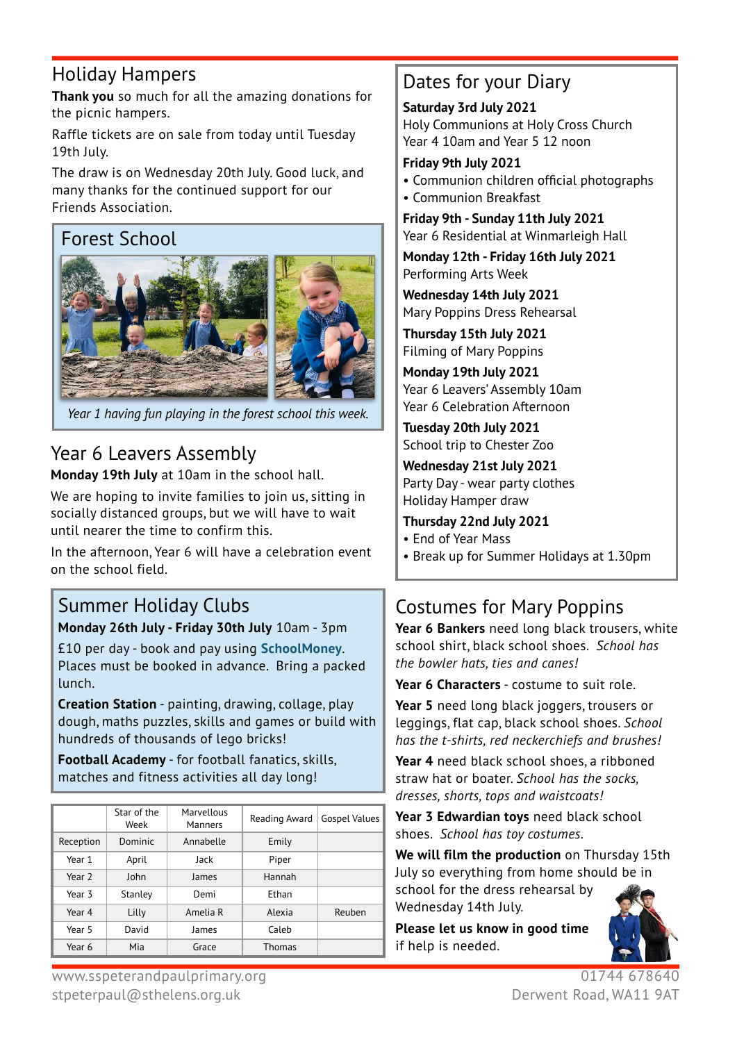## Holiday Hampers

**Thank you** so much for all the amazing donations for the picnic hampers.

Raffle tickets are on sale from today until Tuesday 19th July.

The draw is on Wednesday 20th July. Good luck, and many thanks for the continued support for our Friends Association.

## Forest School

*Year 1 having fun playing in the forest school this week.*

## Year 6 Leavers Assembly

**Monday 19th July** at 10am in the school hall.

We are hoping to invite families to join us, sitting in socially distanced groups, but we will have to wait until nearer the time to confirm this.

In the afternoon, Year 6 will have a celebration event on the school field.

## Summer Holiday Clubs

**Monday 26th July - Friday 30th July** 10am - 3pm

£10 per day - book and pay using **SchoolMoney**. Places must be booked in advance. Bring a packed lunch.

**Creation Station** - painting, drawing, collage, play dough, maths puzzles, skills and games or build with hundreds of thousands of lego bricks!

**Football Academy** - for football fanatics, skills, matches and fitness activities all day long!

| | Star of the Week | Marvellous Manners | Reading Award | Gospel Values |
|---|---|---|---|---|
| Reception | Dominic | Annabelle | Emily | |
| Year 1 | April | Jack | Piper | |
| Year 2 | John | James | Hannah | |
| Year 3 | Stanley | Demi | Ethan | |
| Year 4 | Lilly | Amelia R | Alexia | Reuben |
| Year 5 | David | James | Caleb | |
| Year 6 | Mia | Grace | Thomas | |

## Dates for your Diary

**Saturday 3rd July 2021**
Holy Communions at Holy Cross Church
Year 4 10am and Year 5 12 noon

**Friday 9th July 2021**
- Communion children official photographs
- Communion Breakfast

**Friday 9th - Sunday 11th July 2021**
Year 6 Residential at Winmarleigh Hall

**Monday 12th - Friday 16th July 2021**
Performing Arts Week

**Wednesday 14th July 2021**
Mary Poppins Dress Rehearsal

**Thursday 15th July 2021**
Filming of Mary Poppins

**Monday 19th July 2021**
Year 6 Leavers' Assembly 10am
Year 6 Celebration Afternoon

**Tuesday 20th July 2021**
School trip to Chester Zoo

**Wednesday 21st July 2021**
Party Day - wear party clothes
Holiday Hamper draw

**Thursday 22nd July 2021**
- End of Year Mass
- Break up for Summer Holidays at 1.30pm

## Costumes for Mary Poppins

**Year 6 Bankers** need long black trousers, white school shirt, black school shoes. *School has the bowler hats, ties and canes!*

**Year 6 Characters** - costume to suit role.

**Year 5** need long black joggers, trousers or leggings, flat cap, black school shoes. *School has the t-shirts, red neckerchiefs and brushes!*

**Year 4** need black school shoes, a ribboned straw hat or boater. *School has the socks, dresses, shorts, tops and waistcoats!*

**Year 3 Edwardian toys** need black school shoes. *School has toy costumes.*

**We will film the production** on Thursday 15th July so everything from home should be in school for the dress rehearsal by Wednesday 14th July.

**Please let us know in good time** if help is needed.

www.sspeterandpaulprimary.org
stpeterpaul@sthelens.org.uk

01744 678640
Derwent Road, WA11 9AT